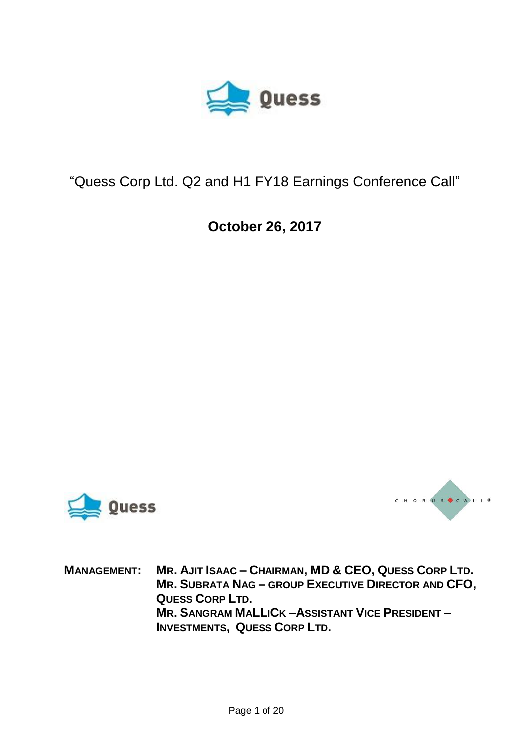# "Quess Corp Ltd. Q2 and H1 FY18 Earnings Conference Call"

## October 26, 2017

**MANAGEMENT:** **MR. AJIT ISAAC – CHAIRMAN, MD & CEO, QUESS CORP LTD.**
**MR. SUBRATA NAG – GROUP EXECUTIVE DIRECTOR AND CFO, QUESS CORP LTD.**
**MR. SANGRAM MALLICK – ASSISTANT VICE PRESIDENT – INVESTMENTS, QUESS CORP LTD.**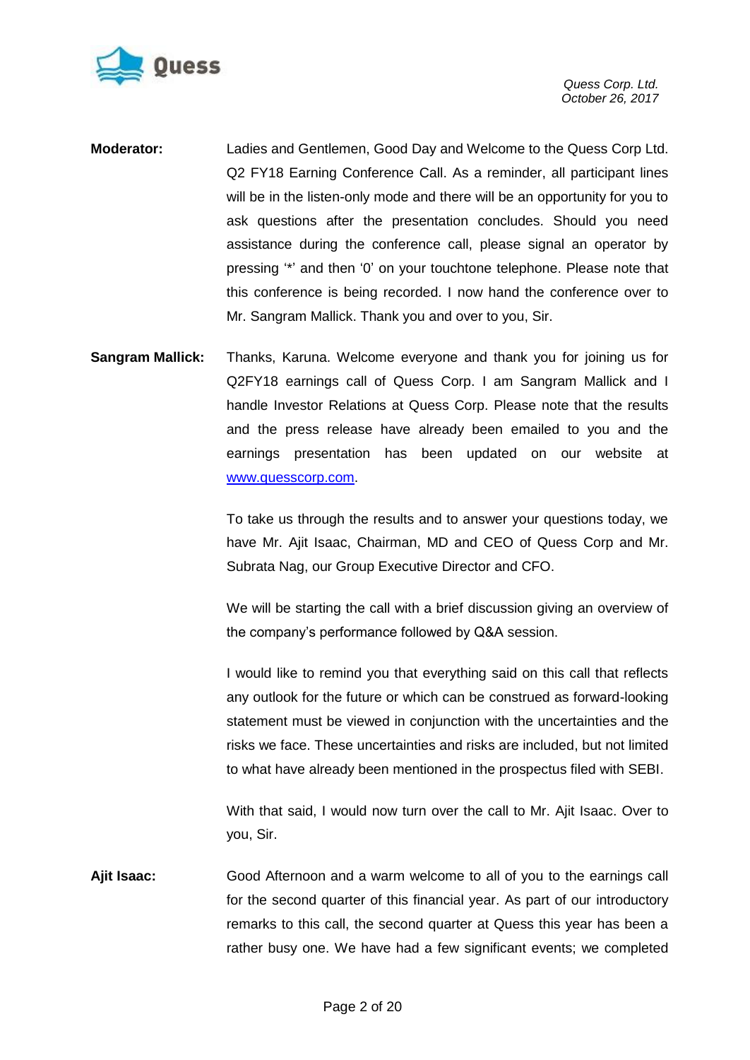**Moderator:** Ladies and Gentlemen, Good Day and Welcome to the Quess Corp Ltd. Q2 FY18 Earning Conference Call. As a reminder, all participant lines will be in the listen-only mode and there will be an opportunity for you to ask questions after the presentation concludes. Should you need assistance during the conference call, please signal an operator by pressing '*' and then '0' on your touchtone telephone. Please note that this conference is being recorded. I now hand the conference over to Mr. Sangram Mallick. Thank you and over to you, Sir.

**Sangram Mallick:** Thanks, Karuna. Welcome everyone and thank you for joining us for Q2FY18 earnings call of Quess Corp. I am Sangram Mallick and I handle Investor Relations at Quess Corp. Please note that the results and the press release have already been emailed to you and the earnings presentation has been updated on our website at [www.quesscorp.com](http://www.quesscorp.com).

To take us through the results and to answer your questions today, we have Mr. Ajit Isaac, Chairman, MD and CEO of Quess Corp and Mr. Subrata Nag, our Group Executive Director and CFO.

We will be starting the call with a brief discussion giving an overview of the company's performance followed by Q&A session.

I would like to remind you that everything said on this call that reflects any outlook for the future or which can be construed as forward-looking statement must be viewed in conjunction with the uncertainties and the risks we face. These uncertainties and risks are included, but not limited to what have already been mentioned in the prospectus filed with SEBI.

With that said, I would now turn over the call to Mr. Ajit Isaac. Over to you, Sir.

**Ajit Isaac:** Good Afternoon and a warm welcome to all of you to the earnings call for the second quarter of this financial year. As part of our introductory remarks to this call, the second quarter at Quess this year has been a rather busy one. We have had a few significant events; we completed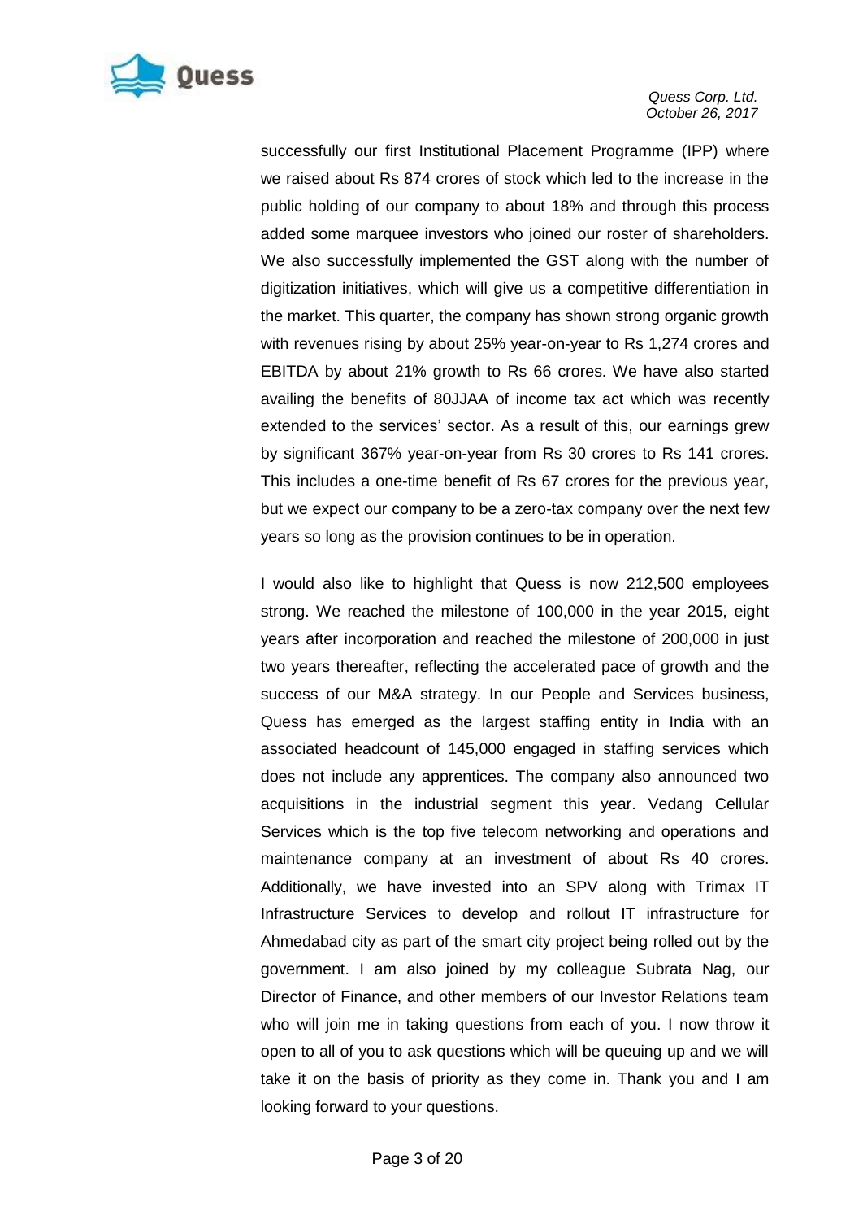successfully our first Institutional Placement Programme (IPP) where we raised about Rs 874 crores of stock which led to the increase in the public holding of our company to about 18% and through this process added some marquee investors who joined our roster of shareholders. We also successfully implemented the GST along with the number of digitization initiatives, which will give us a competitive differentiation in the market. This quarter, the company has shown strong organic growth with revenues rising by about 25% year-on-year to Rs 1,274 crores and EBITDA by about 21% growth to Rs 66 crores. We have also started availing the benefits of 80JJAA of income tax act which was recently extended to the services' sector. As a result of this, our earnings grew by significant 367% year-on-year from Rs 30 crores to Rs 141 crores. This includes a one-time benefit of Rs 67 crores for the previous year, but we expect our company to be a zero-tax company over the next few years so long as the provision continues to be in operation.

I would also like to highlight that Quess is now 212,500 employees strong. We reached the milestone of 100,000 in the year 2015, eight years after incorporation and reached the milestone of 200,000 in just two years thereafter, reflecting the accelerated pace of growth and the success of our M&A strategy. In our People and Services business, Quess has emerged as the largest staffing entity in India with an associated headcount of 145,000 engaged in staffing services which does not include any apprentices. The company also announced two acquisitions in the industrial segment this year. Vedang Cellular Services which is the top five telecom networking and operations and maintenance company at an investment of about Rs 40 crores. Additionally, we have invested into an SPV along with Trimax IT Infrastructure Services to develop and rollout IT infrastructure for Ahmedabad city as part of the smart city project being rolled out by the government. I am also joined by my colleague Subrata Nag, our Director of Finance, and other members of our Investor Relations team who will join me in taking questions from each of you. I now throw it open to all of you to ask questions which will be queuing up and we will take it on the basis of priority as they come in. Thank you and I am looking forward to your questions.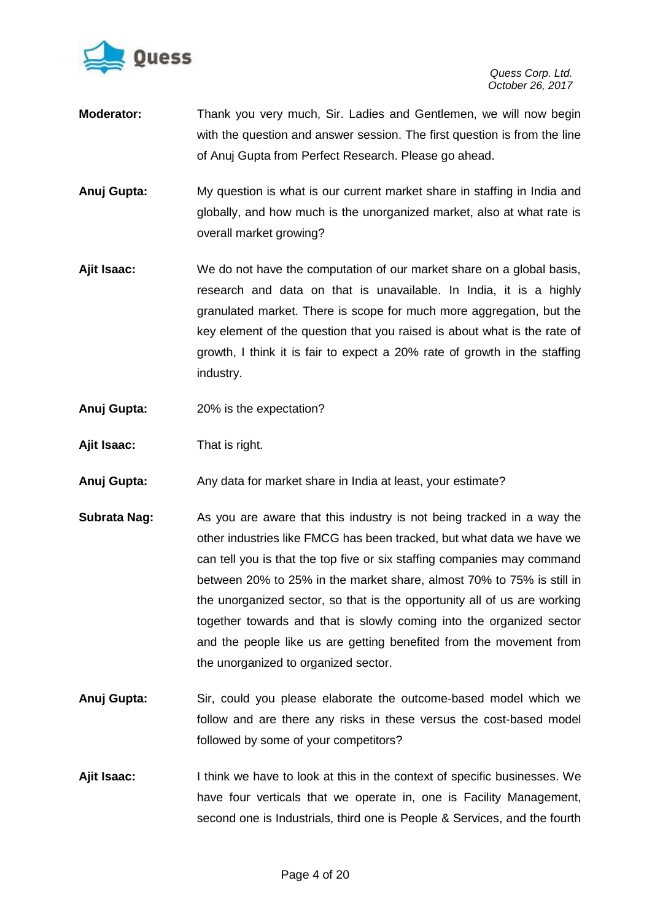**Moderator:** Thank you very much, Sir. Ladies and Gentlemen, we will now begin with the question and answer session. The first question is from the line of Anuj Gupta from Perfect Research. Please go ahead.

**Anuj Gupta:** My question is what is our current market share in staffing in India and globally, and how much is the unorganized market, also at what rate is overall market growing?

**Ajit Isaac:** We do not have the computation of our market share on a global basis, research and data on that is unavailable. In India, it is a highly granulated market. There is scope for much more aggregation, but the key element of the question that you raised is about what is the rate of growth, I think it is fair to expect a 20% rate of growth in the staffing industry.

**Anuj Gupta:** 20% is the expectation?

**Ajit Isaac:** That is right.

**Anuj Gupta:** Any data for market share in India at least, your estimate?

**Subrata Nag:** As you are aware that this industry is not being tracked in a way the other industries like FMCG has been tracked, but what data we have we can tell you is that the top five or six staffing companies may command between 20% to 25% in the market share, almost 70% to 75% is still in the unorganized sector, so that is the opportunity all of us are working together towards and that is slowly coming into the organized sector and the people like us are getting benefited from the movement from the unorganized to organized sector.

**Anuj Gupta:** Sir, could you please elaborate the outcome-based model which we follow and are there any risks in these versus the cost-based model followed by some of your competitors?

**Ajit Isaac:** I think we have to look at this in the context of specific businesses. We have four verticals that we operate in, one is Facility Management, second one is Industrials, third one is People & Services, and the fourth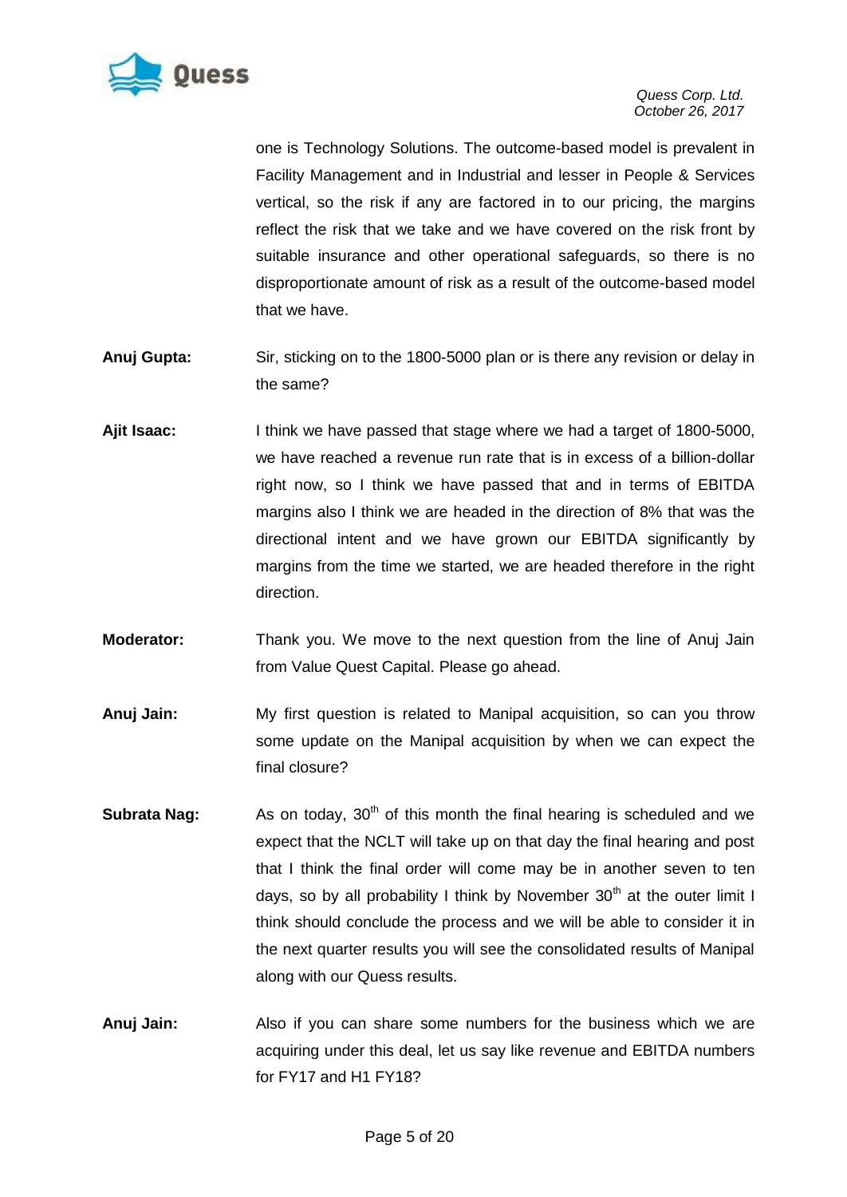one is Technology Solutions. The outcome-based model is prevalent in Facility Management and in Industrial and lesser in People & Services vertical, so the risk if any are factored in to our pricing, the margins reflect the risk that we take and we have covered on the risk front by suitable insurance and other operational safeguards, so there is no disproportionate amount of risk as a result of the outcome-based model that we have.

**Anuj Gupta:** Sir, sticking on to the 1800-5000 plan or is there any revision or delay in the same?

**Ajit Isaac:** I think we have passed that stage where we had a target of 1800-5000, we have reached a revenue run rate that is in excess of a billion-dollar right now, so I think we have passed that and in terms of EBITDA margins also I think we are headed in the direction of 8% that was the directional intent and we have grown our EBITDA significantly by margins from the time we started, we are headed therefore in the right direction.

**Moderator:** Thank you. We move to the next question from the line of Anuj Jain from Value Quest Capital. Please go ahead.

**Anuj Jain:** My first question is related to Manipal acquisition, so can you throw some update on the Manipal acquisition by when we can expect the final closure?

**Subrata Nag:** As on today, 30th of this month the final hearing is scheduled and we expect that the NCLT will take up on that day the final hearing and post that I think the final order will come may be in another seven to ten days, so by all probability I think by November 30th at the outer limit I think should conclude the process and we will be able to consider it in the next quarter results you will see the consolidated results of Manipal along with our Quess results.

**Anuj Jain:** Also if you can share some numbers for the business which we are acquiring under this deal, let us say like revenue and EBITDA numbers for FY17 and H1 FY18?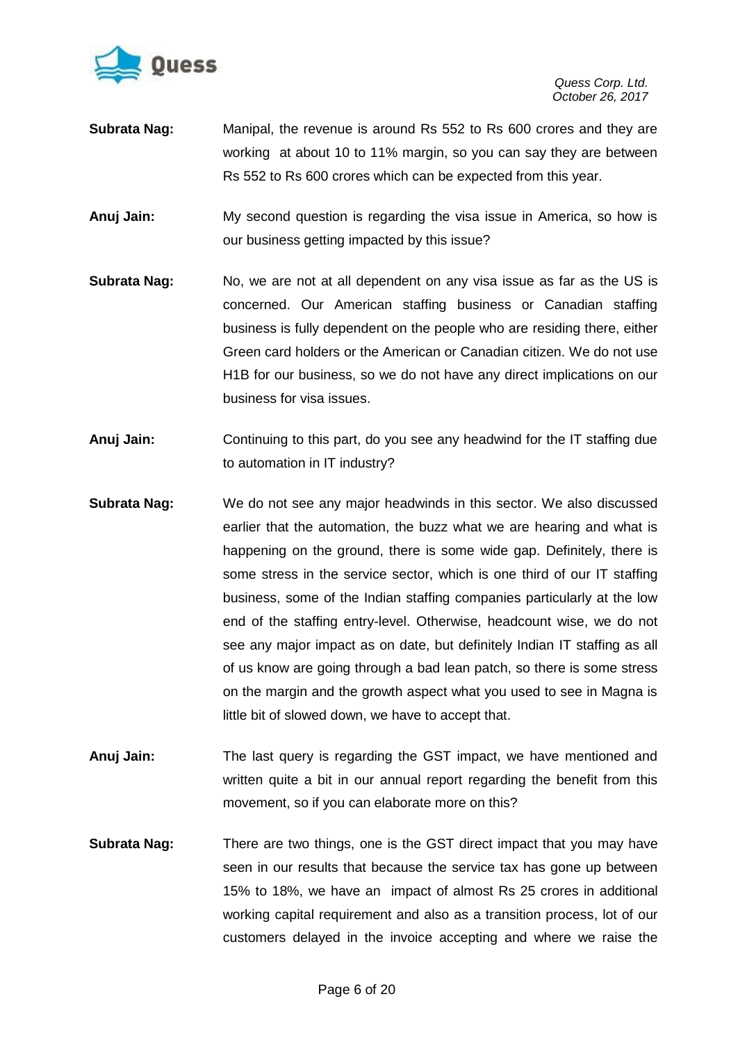**Subrata Nag:** Manipal, the revenue is around Rs 552 to Rs 600 crores and they are working at about 10 to 11% margin, so you can say they are between Rs 552 to Rs 600 crores which can be expected from this year.

**Anuj Jain:** My second question is regarding the visa issue in America, so how is our business getting impacted by this issue?

**Subrata Nag:** No, we are not at all dependent on any visa issue as far as the US is concerned. Our American staffing business or Canadian staffing business is fully dependent on the people who are residing there, either Green card holders or the American or Canadian citizen. We do not use H1B for our business, so we do not have any direct implications on our business for visa issues.

**Anuj Jain:** Continuing to this part, do you see any headwind for the IT staffing due to automation in IT industry?

**Subrata Nag:** We do not see any major headwinds in this sector. We also discussed earlier that the automation, the buzz what we are hearing and what is happening on the ground, there is some wide gap. Definitely, there is some stress in the service sector, which is one third of our IT staffing business, some of the Indian staffing companies particularly at the low end of the staffing entry-level. Otherwise, headcount wise, we do not see any major impact as on date, but definitely Indian IT staffing as all of us know are going through a bad lean patch, so there is some stress on the margin and the growth aspect what you used to see in Magna is little bit of slowed down, we have to accept that.

**Anuj Jain:** The last query is regarding the GST impact, we have mentioned and written quite a bit in our annual report regarding the benefit from this movement, so if you can elaborate more on this?

**Subrata Nag:** There are two things, one is the GST direct impact that you may have seen in our results that because the service tax has gone up between 15% to 18%, we have an impact of almost Rs 25 crores in additional working capital requirement and also as a transition process, lot of our customers delayed in the invoice accepting and where we raise the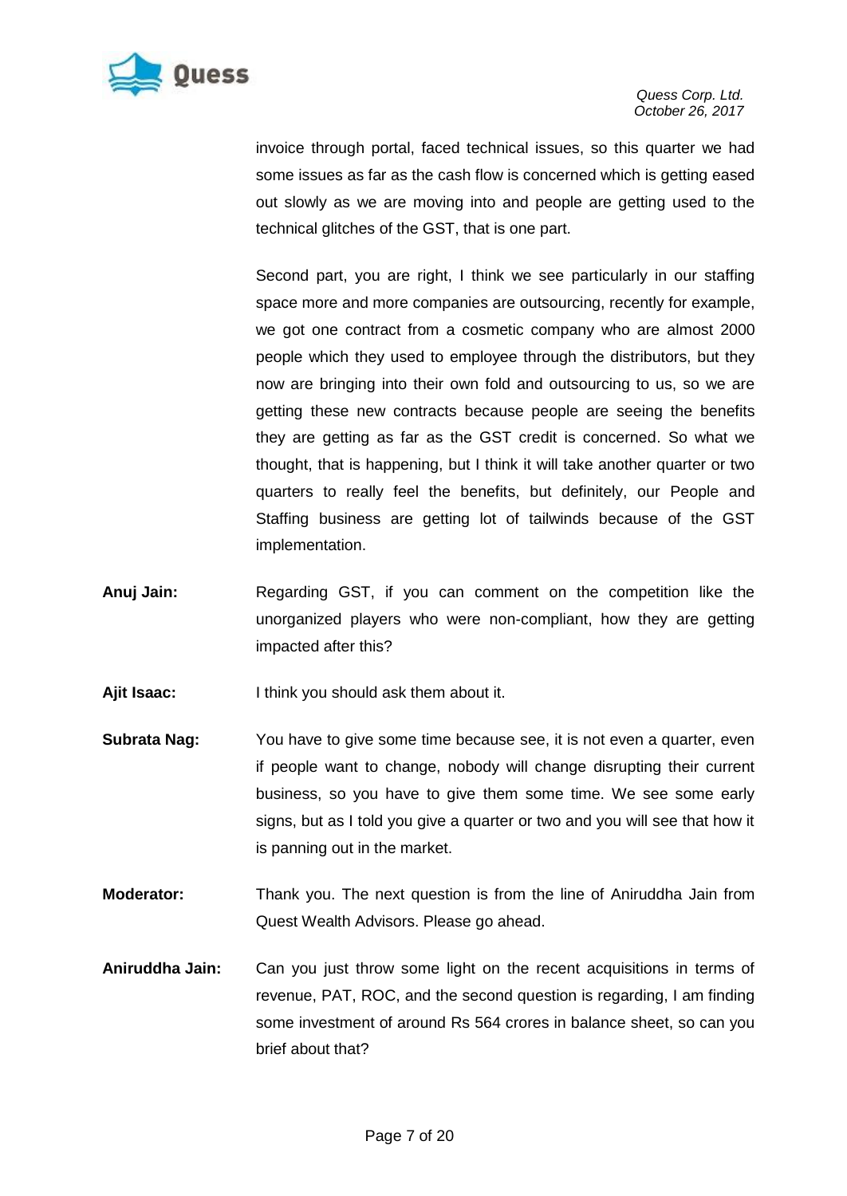invoice through portal, faced technical issues, so this quarter we had some issues as far as the cash flow is concerned which is getting eased out slowly as we are moving into and people are getting used to the technical glitches of the GST, that is one part.

Second part, you are right, I think we see particularly in our staffing space more and more companies are outsourcing, recently for example, we got one contract from a cosmetic company who are almost 2000 people which they used to employee through the distributors, but they now are bringing into their own fold and outsourcing to us, so we are getting these new contracts because people are seeing the benefits they are getting as far as the GST credit is concerned. So what we thought, that is happening, but I think it will take another quarter or two quarters to really feel the benefits, but definitely, our People and Staffing business are getting lot of tailwinds because of the GST implementation.

**Anuj Jain:** Regarding GST, if you can comment on the competition like the unorganized players who were non-compliant, how they are getting impacted after this?

**Ajit Isaac:** I think you should ask them about it.

**Subrata Nag:** You have to give some time because see, it is not even a quarter, even if people want to change, nobody will change disrupting their current business, so you have to give them some time. We see some early signs, but as I told you give a quarter or two and you will see that how it is panning out in the market.

**Moderator:** Thank you. The next question is from the line of Aniruddha Jain from Quest Wealth Advisors. Please go ahead.

**Aniruddha Jain:** Can you just throw some light on the recent acquisitions in terms of revenue, PAT, ROC, and the second question is regarding, I am finding some investment of around Rs 564 crores in balance sheet, so can you brief about that?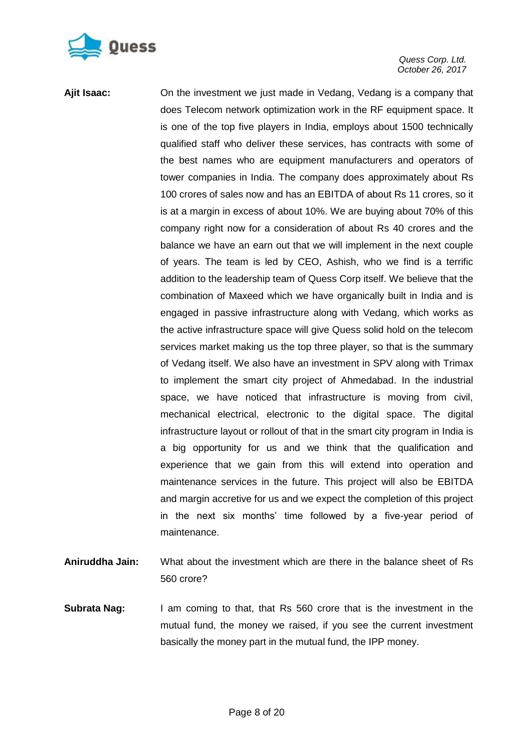**Ajit Isaac:** On the investment we just made in Vedang, Vedang is a company that does Telecom network optimization work in the RF equipment space. It is one of the top five players in India, employs about 1500 technically qualified staff who deliver these services, has contracts with some of the best names who are equipment manufacturers and operators of tower companies in India. The company does approximately about Rs 100 crores of sales now and has an EBITDA of about Rs 11 crores, so it is at a margin in excess of about 10%. We are buying about 70% of this company right now for a consideration of about Rs 40 crores and the balance we have an earn out that we will implement in the next couple of years. The team is led by CEO, Ashish, who we find is a terrific addition to the leadership team of Quess Corp itself. We believe that the combination of Maxeed which we have organically built in India and is engaged in passive infrastructure along with Vedang, which works as the active infrastructure space will give Quess solid hold on the telecom services market making us the top three player, so that is the summary of Vedang itself. We also have an investment in SPV along with Trimax to implement the smart city project of Ahmedabad. In the industrial space, we have noticed that infrastructure is moving from civil, mechanical electrical, electronic to the digital space. The digital infrastructure layout or rollout of that in the smart city program in India is a big opportunity for us and we think that the qualification and experience that we gain from this will extend into operation and maintenance services in the future. This project will also be EBITDA and margin accretive for us and we expect the completion of this project in the next six months' time followed by a five-year period of maintenance.

**Aniruddha Jain:** What about the investment which are there in the balance sheet of Rs 560 crore?

**Subrata Nag:** I am coming to that, that Rs 560 crore that is the investment in the mutual fund, the money we raised, if you see the current investment basically the money part in the mutual fund, the IPP money.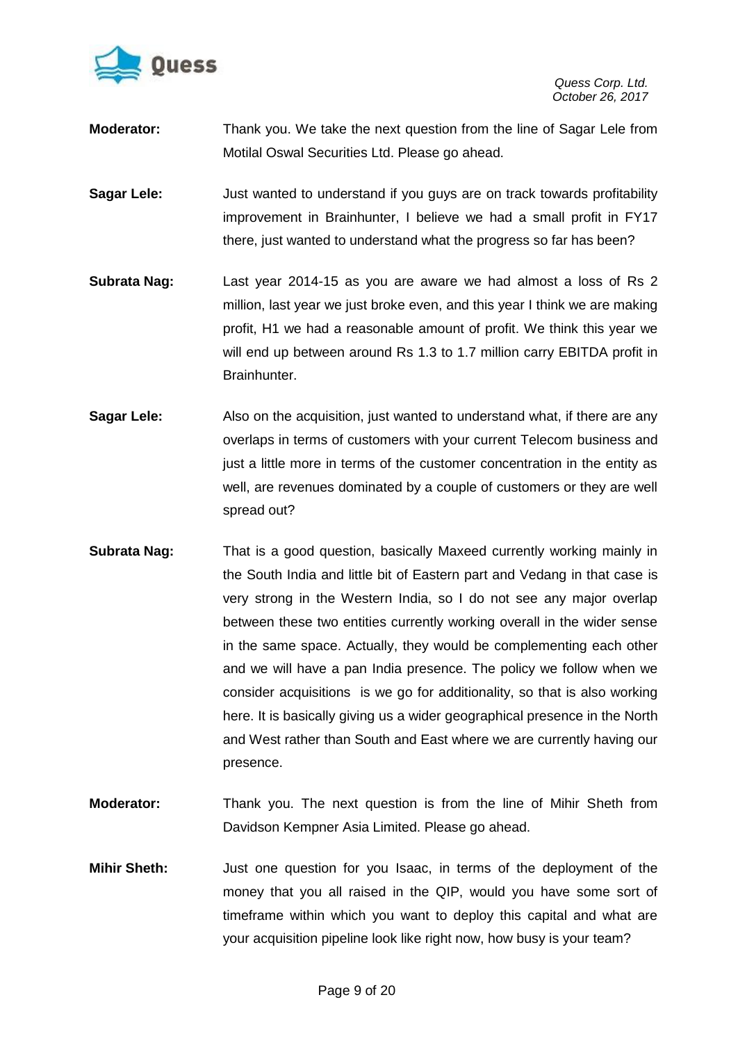**Moderator:** Thank you. We take the next question from the line of Sagar Lele from Motilal Oswal Securities Ltd. Please go ahead.

**Sagar Lele:** Just wanted to understand if you guys are on track towards profitability improvement in Brainhunter, I believe we had a small profit in FY17 there, just wanted to understand what the progress so far has been?

**Subrata Nag:** Last year 2014-15 as you are aware we had almost a loss of Rs 2 million, last year we just broke even, and this year I think we are making profit, H1 we had a reasonable amount of profit. We think this year we will end up between around Rs 1.3 to 1.7 million carry EBITDA profit in Brainhunter.

**Sagar Lele:** Also on the acquisition, just wanted to understand what, if there are any overlaps in terms of customers with your current Telecom business and just a little more in terms of the customer concentration in the entity as well, are revenues dominated by a couple of customers or they are well spread out?

**Subrata Nag:** That is a good question, basically Maxeed currently working mainly in the South India and little bit of Eastern part and Vedang in that case is very strong in the Western India, so I do not see any major overlap between these two entities currently working overall in the wider sense in the same space. Actually, they would be complementing each other and we will have a pan India presence. The policy we follow when we consider acquisitions is we go for additionality, so that is also working here. It is basically giving us a wider geographical presence in the North and West rather than South and East where we are currently having our presence.

**Moderator:** Thank you. The next question is from the line of Mihir Sheth from Davidson Kempner Asia Limited. Please go ahead.

**Mihir Sheth:** Just one question for you Isaac, in terms of the deployment of the money that you all raised in the QIP, would you have some sort of timeframe within which you want to deploy this capital and what are your acquisition pipeline look like right now, how busy is your team?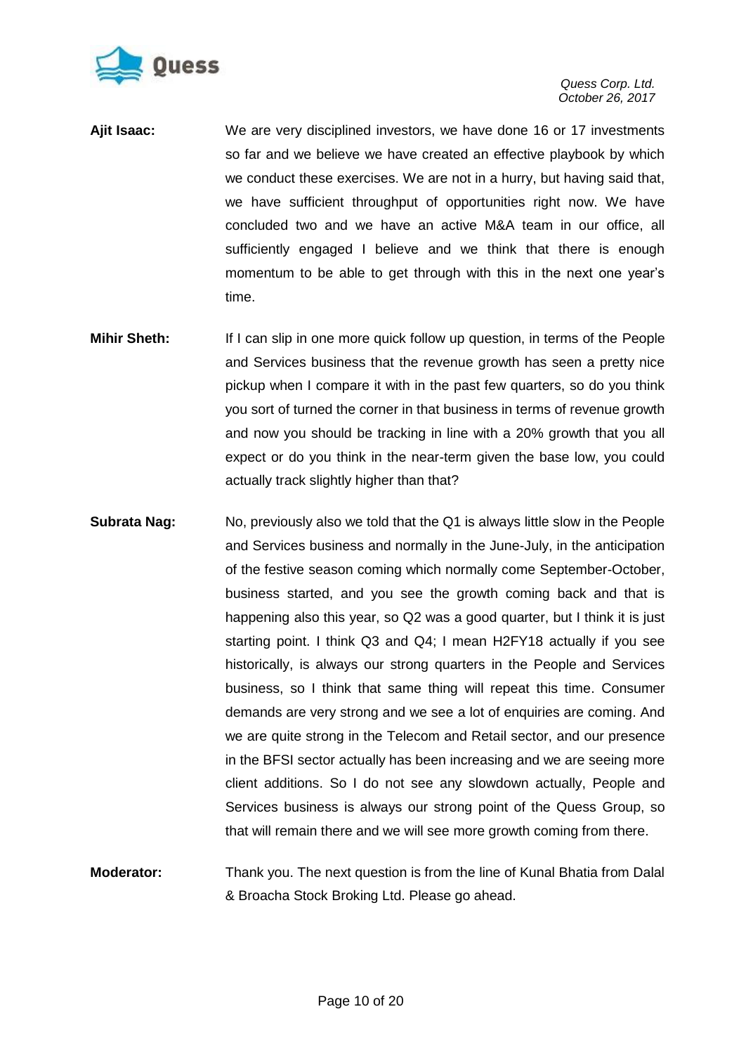**Ajit Isaac:** We are very disciplined investors, we have done 16 or 17 investments so far and we believe we have created an effective playbook by which we conduct these exercises. We are not in a hurry, but having said that, we have sufficient throughput of opportunities right now. We have concluded two and we have an active M&A team in our office, all sufficiently engaged I believe and we think that there is enough momentum to be able to get through with this in the next one year's time.

**Mihir Sheth:** If I can slip in one more quick follow up question, in terms of the People and Services business that the revenue growth has seen a pretty nice pickup when I compare it with in the past few quarters, so do you think you sort of turned the corner in that business in terms of revenue growth and now you should be tracking in line with a 20% growth that you all expect or do you think in the near-term given the base low, you could actually track slightly higher than that?

**Subrata Nag:** No, previously also we told that the Q1 is always little slow in the People and Services business and normally in the June-July, in the anticipation of the festive season coming which normally come September-October, business started, and you see the growth coming back and that is happening also this year, so Q2 was a good quarter, but I think it is just starting point. I think Q3 and Q4; I mean H2FY18 actually if you see historically, is always our strong quarters in the People and Services business, so I think that same thing will repeat this time. Consumer demands are very strong and we see a lot of enquiries are coming. And we are quite strong in the Telecom and Retail sector, and our presence in the BFSI sector actually has been increasing and we are seeing more client additions. So I do not see any slowdown actually, People and Services business is always our strong point of the Quess Group, so that will remain there and we will see more growth coming from there.

**Moderator:** Thank you. The next question is from the line of Kunal Bhatia from Dalal & Broacha Stock Broking Ltd. Please go ahead.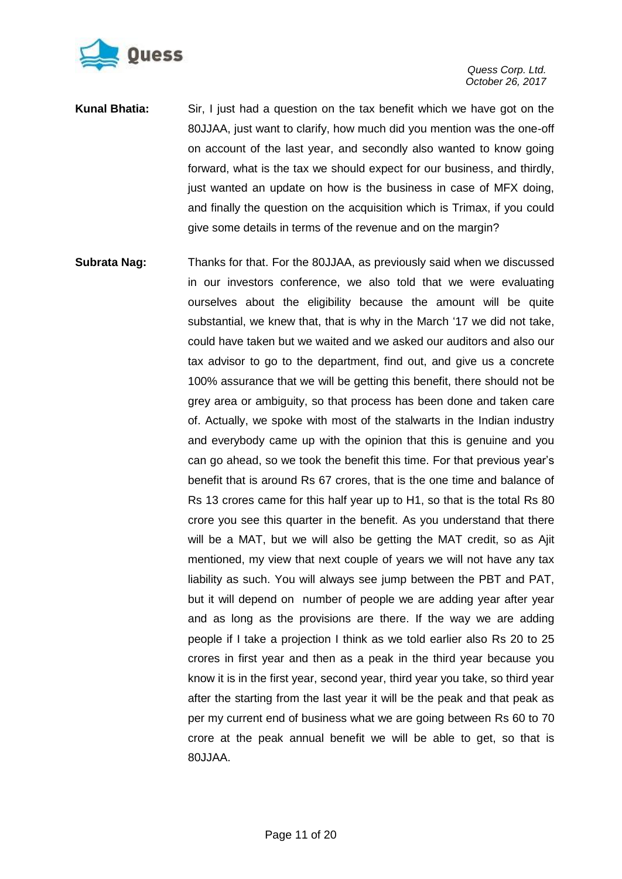**Kunal Bhatia:** Sir, I just had a question on the tax benefit which we have got on the 80JJAA, just want to clarify, how much did you mention was the one-off on account of the last year, and secondly also wanted to know going forward, what is the tax we should expect for our business, and thirdly, just wanted an update on how is the business in case of MFX doing, and finally the question on the acquisition which is Trimax, if you could give some details in terms of the revenue and on the margin?

**Subrata Nag:** Thanks for that. For the 80JJAA, as previously said when we discussed in our investors conference, we also told that we were evaluating ourselves about the eligibility because the amount will be quite substantial, we knew that, that is why in the March '17 we did not take, could have taken but we waited and we asked our auditors and also our tax advisor to go to the department, find out, and give us a concrete 100% assurance that we will be getting this benefit, there should not be grey area or ambiguity, so that process has been done and taken care of. Actually, we spoke with most of the stalwarts in the Indian industry and everybody came up with the opinion that this is genuine and you can go ahead, so we took the benefit this time. For that previous year's benefit that is around Rs 67 crores, that is the one time and balance of Rs 13 crores came for this half year up to H1, so that is the total Rs 80 crore you see this quarter in the benefit. As you understand that there will be a MAT, but we will also be getting the MAT credit, so as Ajit mentioned, my view that next couple of years we will not have any tax liability as such. You will always see jump between the PBT and PAT, but it will depend on number of people we are adding year after year and as long as the provisions are there. If the way we are adding people if I take a projection I think as we told earlier also Rs 20 to 25 crores in first year and then as a peak in the third year because you know it is in the first year, second year, third year you take, so third year after the starting from the last year it will be the peak and that peak as per my current end of business what we are going between Rs 60 to 70 crore at the peak annual benefit we will be able to get, so that is 80JJAA.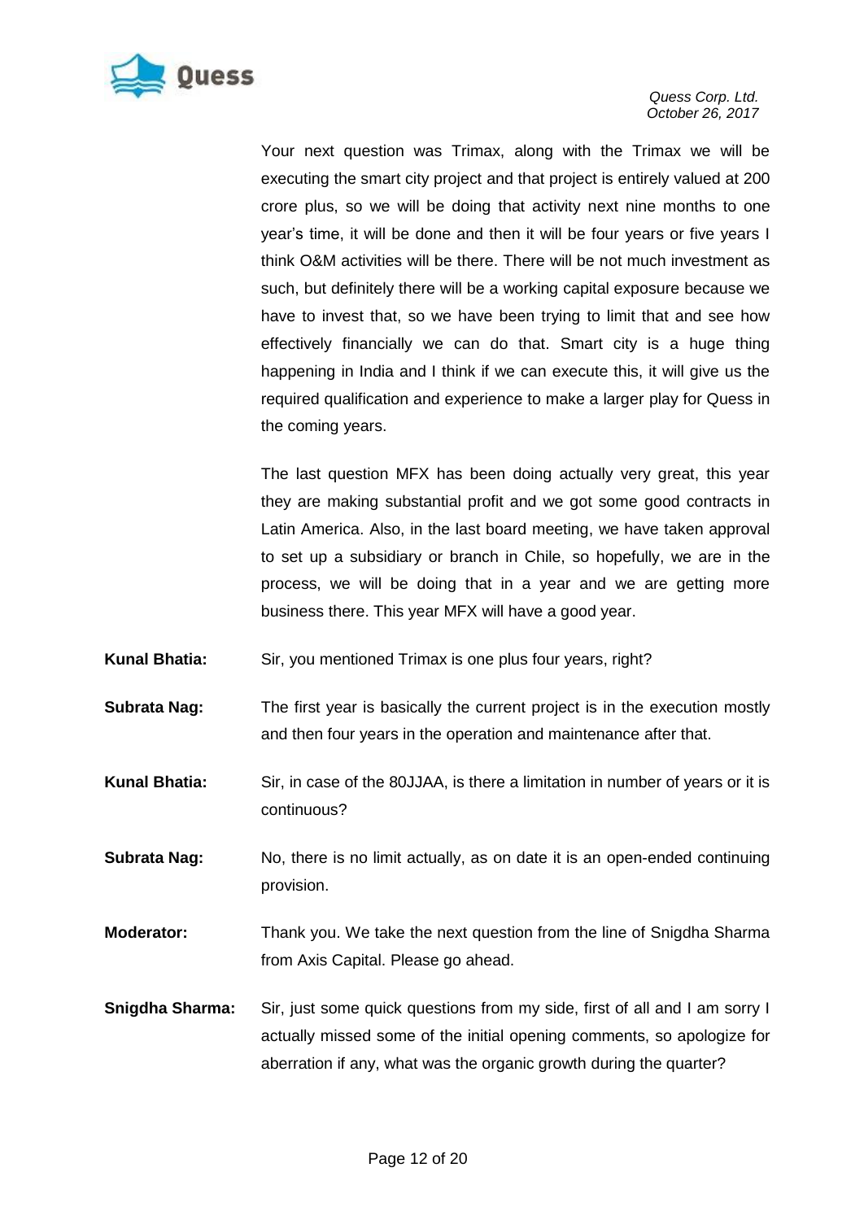Your next question was Trimax, along with the Trimax we will be executing the smart city project and that project is entirely valued at 200 crore plus, so we will be doing that activity next nine months to one year's time, it will be done and then it will be four years or five years I think O&M activities will be there. There will be not much investment as such, but definitely there will be a working capital exposure because we have to invest that, so we have been trying to limit that and see how effectively financially we can do that. Smart city is a huge thing happening in India and I think if we can execute this, it will give us the required qualification and experience to make a larger play for Quess in the coming years.

The last question MFX has been doing actually very great, this year they are making substantial profit and we got some good contracts in Latin America. Also, in the last board meeting, we have taken approval to set up a subsidiary or branch in Chile, so hopefully, we are in the process, we will be doing that in a year and we are getting more business there. This year MFX will have a good year.

**Kunal Bhatia:** Sir, you mentioned Trimax is one plus four years, right?

**Subrata Nag:** The first year is basically the current project is in the execution mostly and then four years in the operation and maintenance after that.

**Kunal Bhatia:** Sir, in case of the 80JJAA, is there a limitation in number of years or it is continuous?

**Subrata Nag:** No, there is no limit actually, as on date it is an open-ended continuing provision.

**Moderator:** Thank you. We take the next question from the line of Snigdha Sharma from Axis Capital. Please go ahead.

**Snigdha Sharma:** Sir, just some quick questions from my side, first of all and I am sorry I actually missed some of the initial opening comments, so apologize for aberration if any, what was the organic growth during the quarter?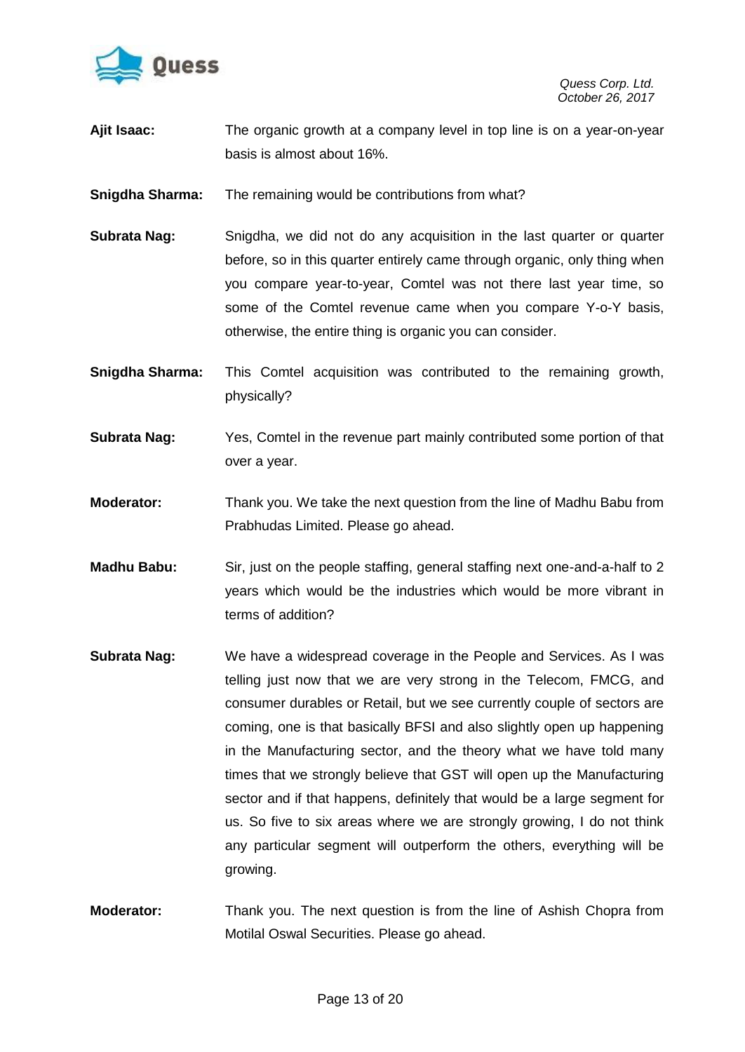**Ajit Isaac:** The organic growth at a company level in top line is on a year-on-year basis is almost about 16%.

**Snigdha Sharma:** The remaining would be contributions from what?

**Subrata Nag:** Snigdha, we did not do any acquisition in the last quarter or quarter before, so in this quarter entirely came through organic, only thing when you compare year-to-year, Comtel was not there last year time, so some of the Comtel revenue came when you compare Y-o-Y basis, otherwise, the entire thing is organic you can consider.

**Snigdha Sharma:** This Comtel acquisition was contributed to the remaining growth, physically?

**Subrata Nag:** Yes, Comtel in the revenue part mainly contributed some portion of that over a year.

**Moderator:** Thank you. We take the next question from the line of Madhu Babu from Prabhudas Limited. Please go ahead.

**Madhu Babu:** Sir, just on the people staffing, general staffing next one-and-a-half to 2 years which would be the industries which would be more vibrant in terms of addition?

**Subrata Nag:** We have a widespread coverage in the People and Services. As I was telling just now that we are very strong in the Telecom, FMCG, and consumer durables or Retail, but we see currently couple of sectors are coming, one is that basically BFSI and also slightly open up happening in the Manufacturing sector, and the theory what we have told many times that we strongly believe that GST will open up the Manufacturing sector and if that happens, definitely that would be a large segment for us. So five to six areas where we are strongly growing, I do not think any particular segment will outperform the others, everything will be growing.

**Moderator:** Thank you. The next question is from the line of Ashish Chopra from Motilal Oswal Securities. Please go ahead.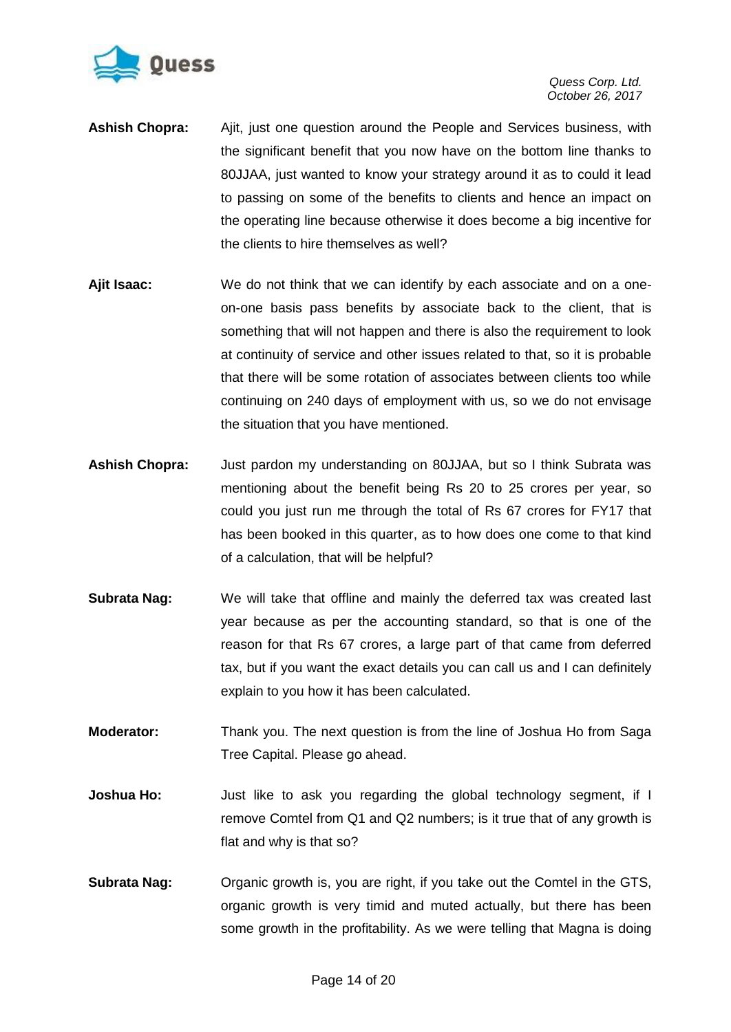**Ashish Chopra:** Ajit, just one question around the People and Services business, with the significant benefit that you now have on the bottom line thanks to 80JJAA, just wanted to know your strategy around it as to could it lead to passing on some of the benefits to clients and hence an impact on the operating line because otherwise it does become a big incentive for the clients to hire themselves as well?

**Ajit Isaac:** We do not think that we can identify by each associate and on a one-on-one basis pass benefits by associate back to the client, that is something that will not happen and there is also the requirement to look at continuity of service and other issues related to that, so it is probable that there will be some rotation of associates between clients too while continuing on 240 days of employment with us, so we do not envisage the situation that you have mentioned.

**Ashish Chopra:** Just pardon my understanding on 80JJAA, but so I think Subrata was mentioning about the benefit being Rs 20 to 25 crores per year, so could you just run me through the total of Rs 67 crores for FY17 that has been booked in this quarter, as to how does one come to that kind of a calculation, that will be helpful?

**Subrata Nag:** We will take that offline and mainly the deferred tax was created last year because as per the accounting standard, so that is one of the reason for that Rs 67 crores, a large part of that came from deferred tax, but if you want the exact details you can call us and I can definitely explain to you how it has been calculated.

**Moderator:** Thank you. The next question is from the line of Joshua Ho from Saga Tree Capital. Please go ahead.

**Joshua Ho:** Just like to ask you regarding the global technology segment, if I remove Comtel from Q1 and Q2 numbers; is it true that of any growth is flat and why is that so?

**Subrata Nag:** Organic growth is, you are right, if you take out the Comtel in the GTS, organic growth is very timid and muted actually, but there has been some growth in the profitability. As we were telling that Magna is doing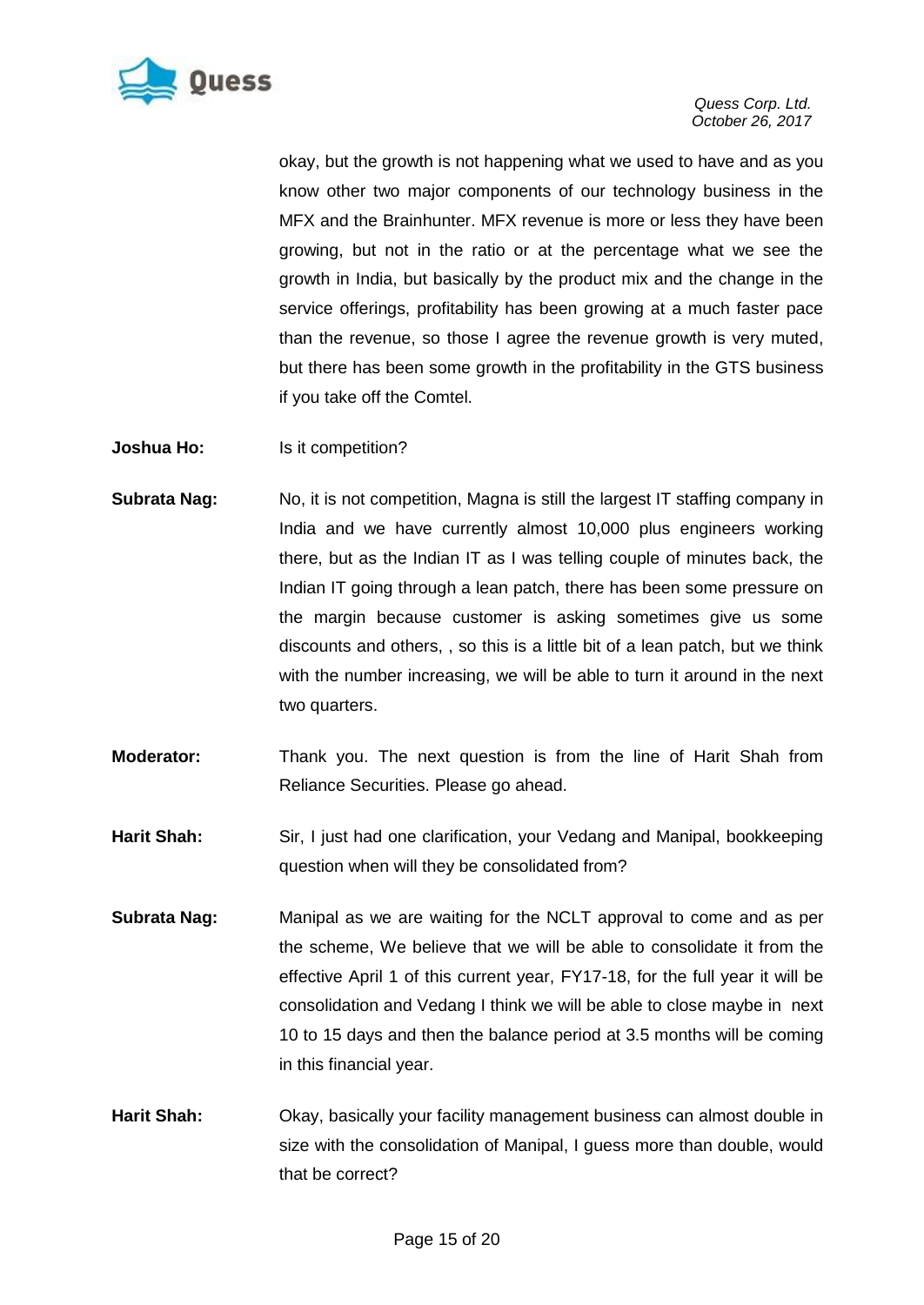okay, but the growth is not happening what we used to have and as you know other two major components of our technology business in the MFX and the Brainhunter. MFX revenue is more or less they have been growing, but not in the ratio or at the percentage what we see the growth in India, but basically by the product mix and the change in the service offerings, profitability has been growing at a much faster pace than the revenue, so those I agree the revenue growth is very muted, but there has been some growth in the profitability in the GTS business if you take off the Comtel.

**Joshua Ho:** Is it competition?

**Subrata Nag:** No, it is not competition, Magna is still the largest IT staffing company in India and we have currently almost 10,000 plus engineers working there, but as the Indian IT as I was telling couple of minutes back, the Indian IT going through a lean patch, there has been some pressure on the margin because customer is asking sometimes give us some discounts and others, , so this is a little bit of a lean patch, but we think with the number increasing, we will be able to turn it around in the next two quarters.

**Moderator:** Thank you. The next question is from the line of Harit Shah from Reliance Securities. Please go ahead.

**Harit Shah:** Sir, I just had one clarification, your Vedang and Manipal, bookkeeping question when will they be consolidated from?

**Subrata Nag:** Manipal as we are waiting for the NCLT approval to come and as per the scheme, We believe that we will be able to consolidate it from the effective April 1 of this current year, FY17-18, for the full year it will be consolidation and Vedang I think we will be able to close maybe in next 10 to 15 days and then the balance period at 3.5 months will be coming in this financial year.

**Harit Shah:** Okay, basically your facility management business can almost double in size with the consolidation of Manipal, I guess more than double, would that be correct?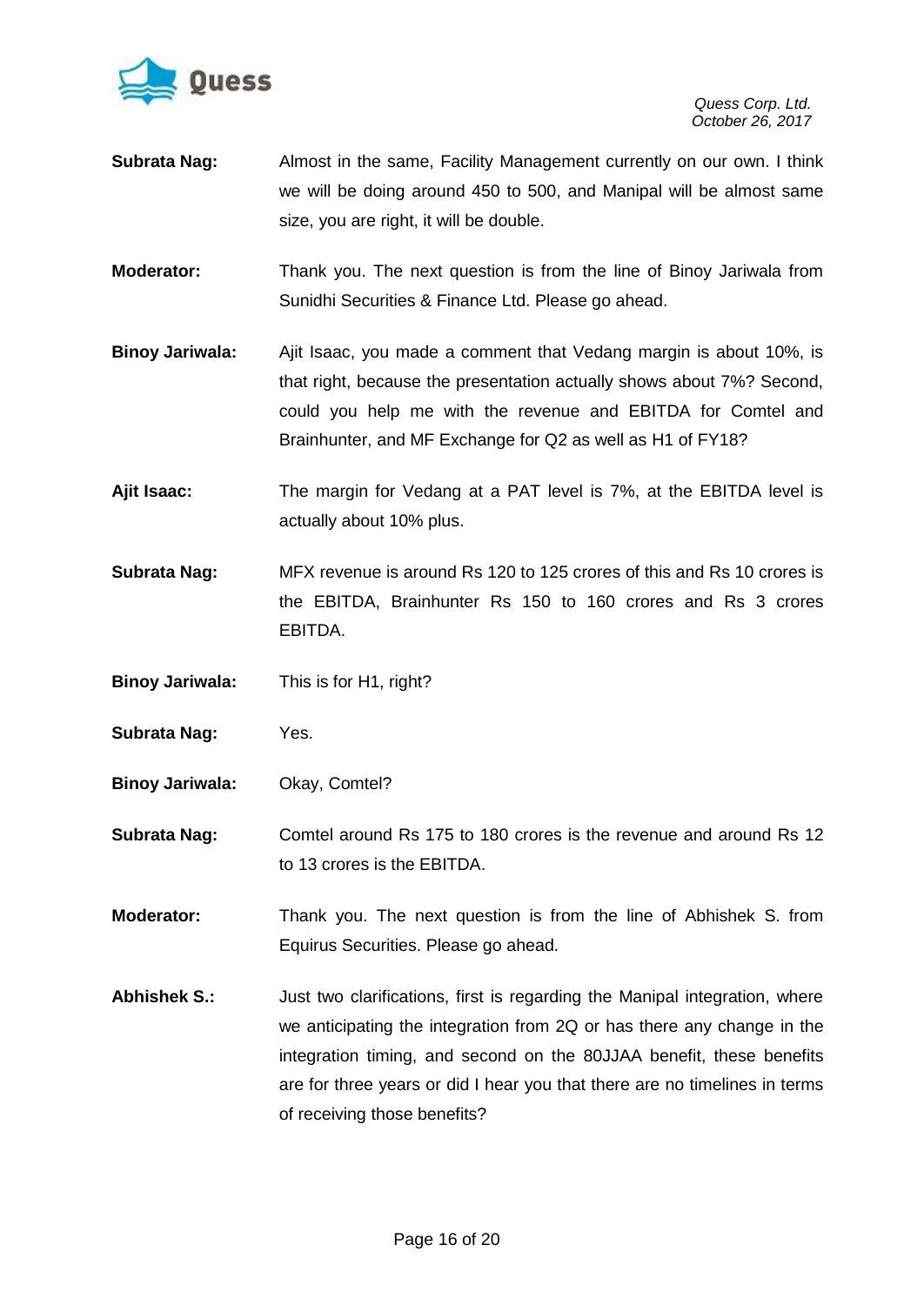**Subrata Nag:** Almost in the same, Facility Management currently on our own. I think we will be doing around 450 to 500, and Manipal will be almost same size, you are right, it will be double.

**Moderator:** Thank you. The next question is from the line of Binoy Jariwala from Sunidhi Securities & Finance Ltd. Please go ahead.

**Binoy Jariwala:** Ajit Isaac, you made a comment that Vedang margin is about 10%, is that right, because the presentation actually shows about 7%? Second, could you help me with the revenue and EBITDA for Comtel and Brainhunter, and MF Exchange for Q2 as well as H1 of FY18?

**Ajit Isaac:** The margin for Vedang at a PAT level is 7%, at the EBITDA level is actually about 10% plus.

**Subrata Nag:** MFX revenue is around Rs 120 to 125 crores of this and Rs 10 crores is the EBITDA, Brainhunter Rs 150 to 160 crores and Rs 3 crores EBITDA.

**Binoy Jariwala:** This is for H1, right?

**Subrata Nag:** Yes.

**Binoy Jariwala:** Okay, Comtel?

**Subrata Nag:** Comtel around Rs 175 to 180 crores is the revenue and around Rs 12 to 13 crores is the EBITDA.

**Moderator:** Thank you. The next question is from the line of Abhishek S. from Equirus Securities. Please go ahead.

**Abhishek S.:** Just two clarifications, first is regarding the Manipal integration, where we anticipating the integration from 2Q or has there any change in the integration timing, and second on the 80JJAA benefit, these benefits are for three years or did I hear you that there are no timelines in terms of receiving those benefits?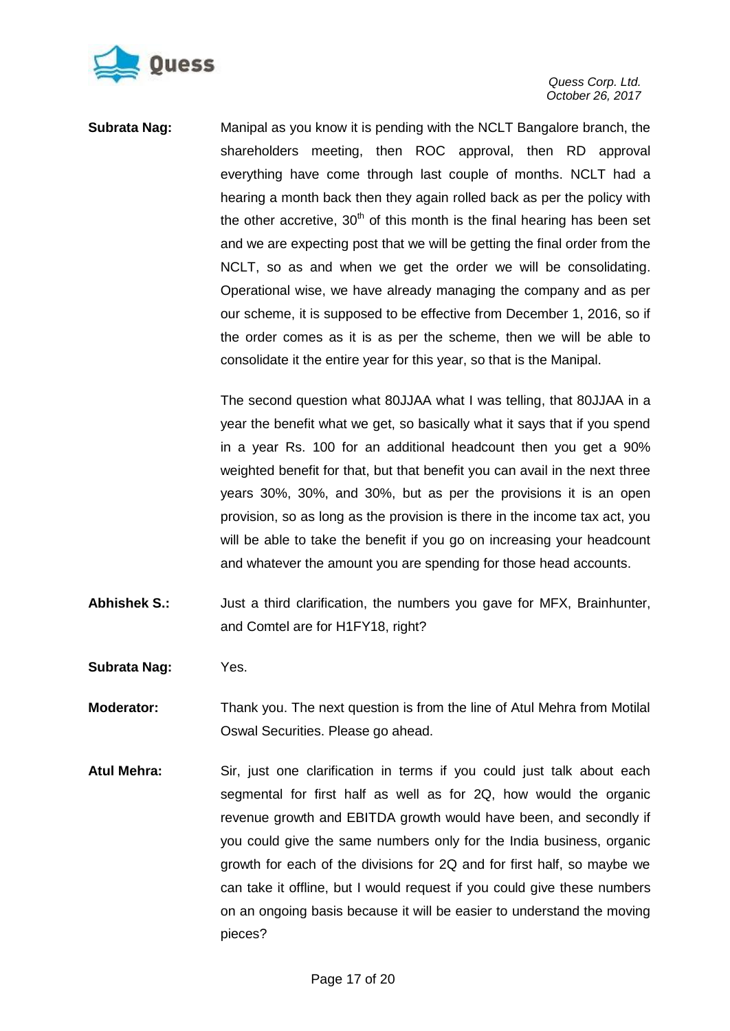**Subrata Nag:** Manipal as you know it is pending with the NCLT Bangalore branch, the shareholders meeting, then ROC approval, then RD approval everything have come through last couple of months. NCLT had a hearing a month back then they again rolled back as per the policy with the other accretive, 30th of this month is the final hearing has been set and we are expecting post that we will be getting the final order from the NCLT, so as and when we get the order we will be consolidating. Operational wise, we have already managing the company and as per our scheme, it is supposed to be effective from December 1, 2016, so if the order comes as it is as per the scheme, then we will be able to consolidate it the entire year for this year, so that is the Manipal.

The second question what 80JJAA what I was telling, that 80JJAA in a year the benefit what we get, so basically what it says that if you spend in a year Rs. 100 for an additional headcount then you get a 90% weighted benefit for that, but that benefit you can avail in the next three years 30%, 30%, and 30%, but as per the provisions it is an open provision, so as long as the provision is there in the income tax act, you will be able to take the benefit if you go on increasing your headcount and whatever the amount you are spending for those head accounts.

**Abhishek S.:** Just a third clarification, the numbers you gave for MFX, Brainhunter, and Comtel are for H1FY18, right?

**Subrata Nag:** Yes.

**Moderator:** Thank you. The next question is from the line of Atul Mehra from Motilal Oswal Securities. Please go ahead.

**Atul Mehra:** Sir, just one clarification in terms if you could just talk about each segmental for first half as well as for 2Q, how would the organic revenue growth and EBITDA growth would have been, and secondly if you could give the same numbers only for the India business, organic growth for each of the divisions for 2Q and for first half, so maybe we can take it offline, but I would request if you could give these numbers on an ongoing basis because it will be easier to understand the moving pieces?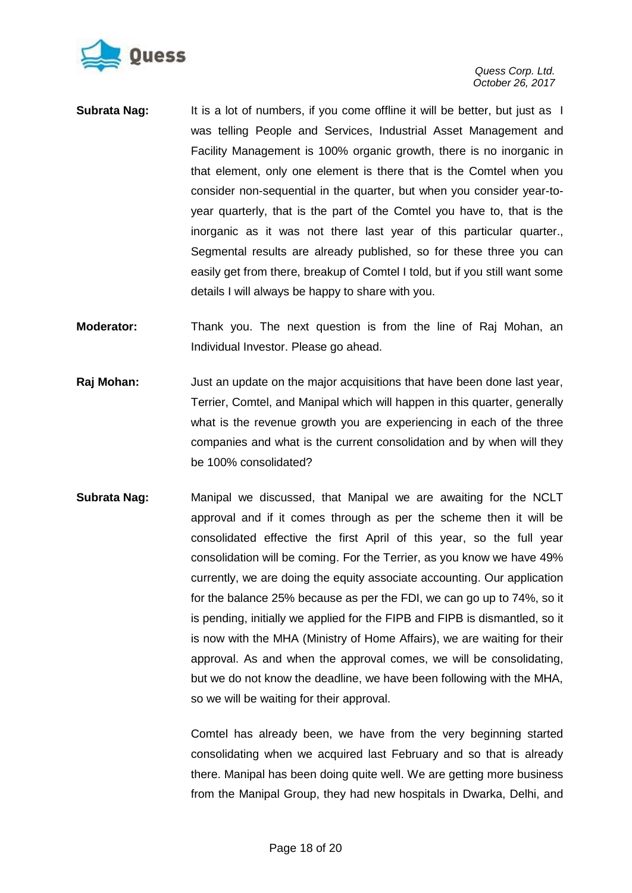**Subrata Nag:** It is a lot of numbers, if you come offline it will be better, but just as I was telling People and Services, Industrial Asset Management and Facility Management is 100% organic growth, there is no inorganic in that element, only one element is there that is the Comtel when you consider non-sequential in the quarter, but when you consider year-to-year quarterly, that is the part of the Comtel you have to, that is the inorganic as it was not there last year of this particular quarter., Segmental results are already published, so for these three you can easily get from there, breakup of Comtel I told, but if you still want some details I will always be happy to share with you.

**Moderator:** Thank you. The next question is from the line of Raj Mohan, an Individual Investor. Please go ahead.

**Raj Mohan:** Just an update on the major acquisitions that have been done last year, Terrier, Comtel, and Manipal which will happen in this quarter, generally what is the revenue growth you are experiencing in each of the three companies and what is the current consolidation and by when will they be 100% consolidated?

**Subrata Nag:** Manipal we discussed, that Manipal we are awaiting for the NCLT approval and if it comes through as per the scheme then it will be consolidated effective the first April of this year, so the full year consolidation will be coming. For the Terrier, as you know we have 49% currently, we are doing the equity associate accounting. Our application for the balance 25% because as per the FDI, we can go up to 74%, so it is pending, initially we applied for the FIPB and FIPB is dismantled, so it is now with the MHA (Ministry of Home Affairs), we are waiting for their approval. As and when the approval comes, we will be consolidating, but we do not know the deadline, we have been following with the MHA, so we will be waiting for their approval.

Comtel has already been, we have from the very beginning started consolidating when we acquired last February and so that is already there. Manipal has been doing quite well. We are getting more business from the Manipal Group, they had new hospitals in Dwarka, Delhi, and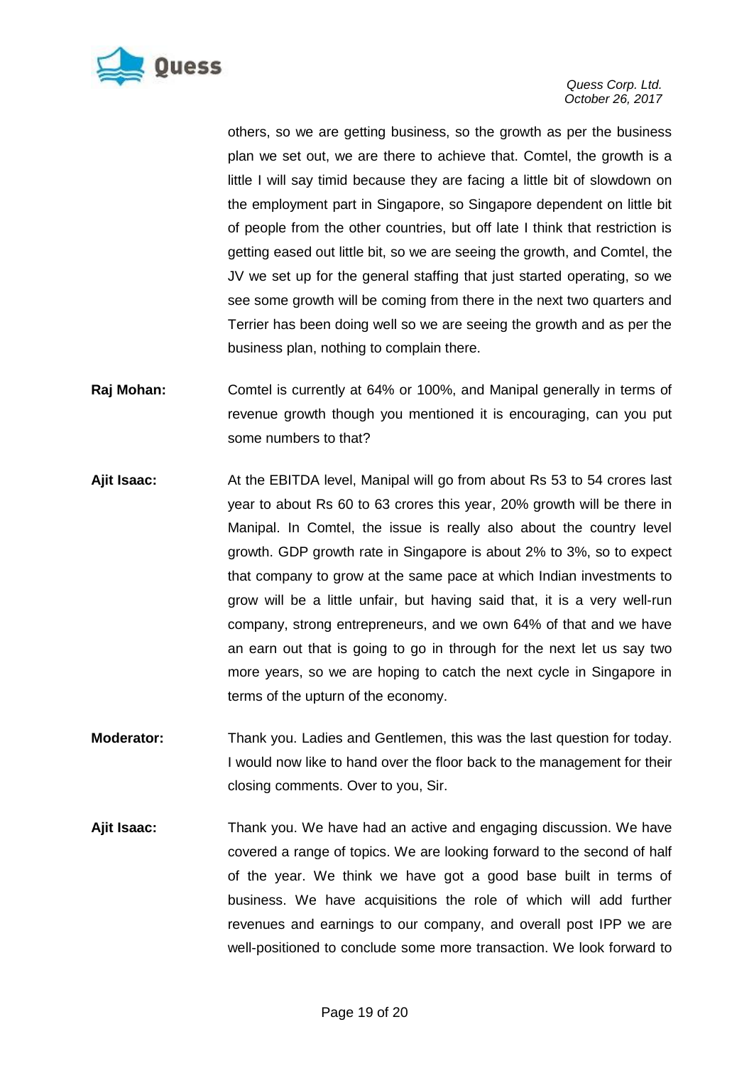others, so we are getting business, so the growth as per the business plan we set out, we are there to achieve that. Comtel, the growth is a little I will say timid because they are facing a little bit of slowdown on the employment part in Singapore, so Singapore dependent on little bit of people from the other countries, but off late I think that restriction is getting eased out little bit, so we are seeing the growth, and Comtel, the JV we set up for the general staffing that just started operating, so we see some growth will be coming from there in the next two quarters and Terrier has been doing well so we are seeing the growth and as per the business plan, nothing to complain there.

**Raj Mohan:** Comtel is currently at 64% or 100%, and Manipal generally in terms of revenue growth though you mentioned it is encouraging, can you put some numbers to that?

**Ajit Isaac:** At the EBITDA level, Manipal will go from about Rs 53 to 54 crores last year to about Rs 60 to 63 crores this year, 20% growth will be there in Manipal. In Comtel, the issue is really also about the country level growth. GDP growth rate in Singapore is about 2% to 3%, so to expect that company to grow at the same pace at which Indian investments to grow will be a little unfair, but having said that, it is a very well-run company, strong entrepreneurs, and we own 64% of that and we have an earn out that is going to go in through for the next let us say two more years, so we are hoping to catch the next cycle in Singapore in terms of the upturn of the economy.

**Moderator:** Thank you. Ladies and Gentlemen, this was the last question for today. I would now like to hand over the floor back to the management for their closing comments. Over to you, Sir.

**Ajit Isaac:** Thank you. We have had an active and engaging discussion. We have covered a range of topics. We are looking forward to the second of half of the year. We think we have got a good base built in terms of business. We have acquisitions the role of which will add further revenues and earnings to our company, and overall post IPP we are well-positioned to conclude some more transaction. We look forward to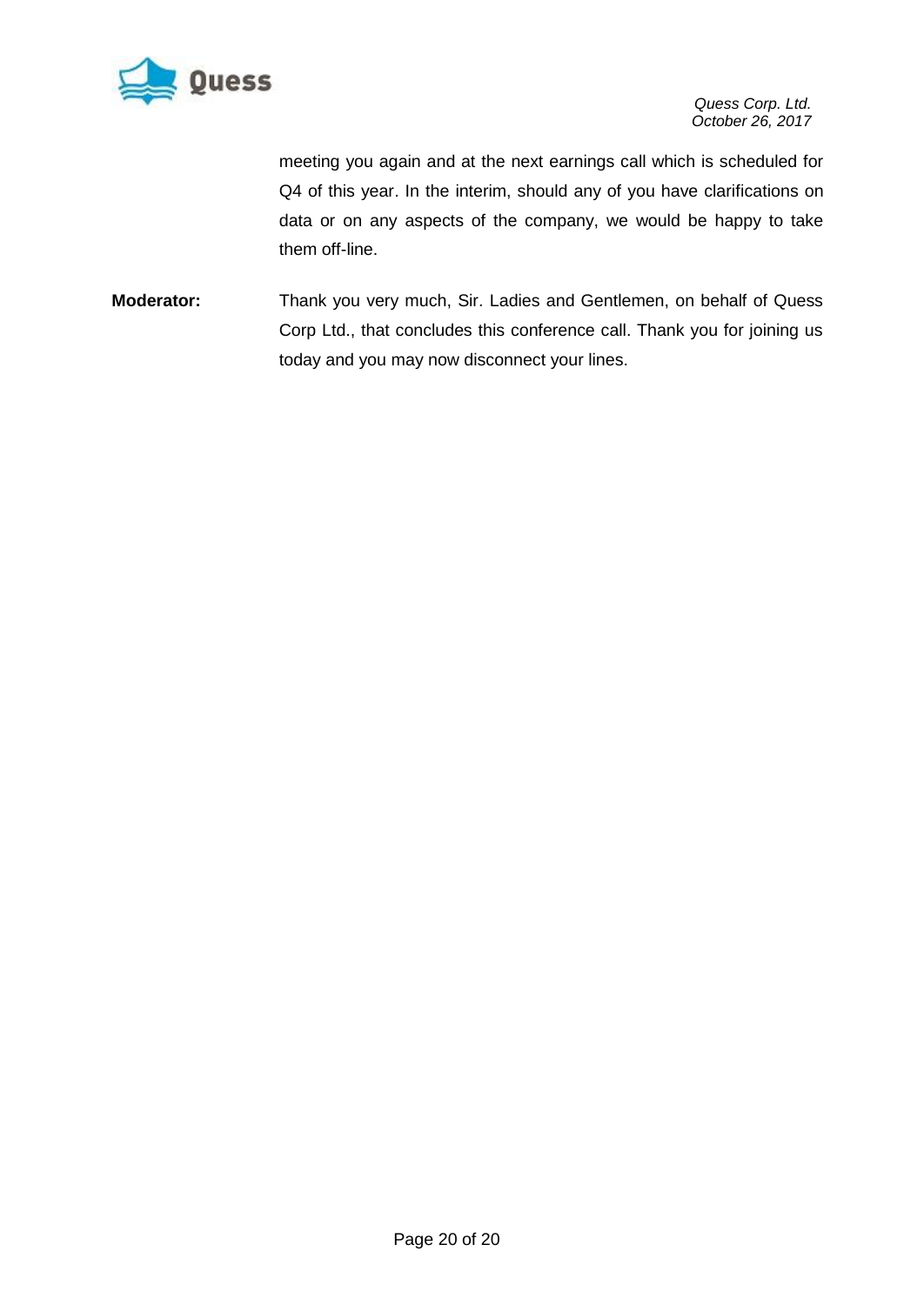meeting you again and at the next earnings call which is scheduled for Q4 of this year. In the interim, should any of you have clarifications on data or on any aspects of the company, we would be happy to take them off-line.

**Moderator:** Thank you very much, Sir. Ladies and Gentlemen, on behalf of Quess Corp Ltd., that concludes this conference call. Thank you for joining us today and you may now disconnect your lines.